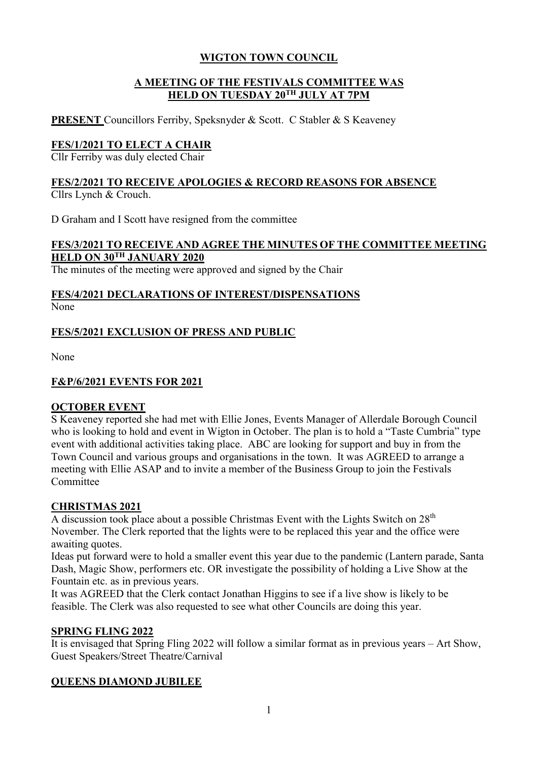# WIGTON TOWN COUNCIL

## A MEETING OF THE FESTIVALS COMMITTEE WAS HELD ON TUESDAY 20TH JULY AT 7PM

**PRESENT** Councillors Ferriby, Speksnyder & Scott. C Stabler & S Keaveney

## FES/1/2021 TO ELECT A CHAIR

Cllr Ferriby was duly elected Chair

## FES/2/2021 TO RECEIVE APOLOGIES & RECORD REASONS FOR ABSENCE

Cllrs Lynch & Crouch.

D Graham and I Scott have resigned from the committee

## FES/3/2021 TO RECEIVE AND AGREE THE MINUTES OF THE COMMITTEE MEETING HELD ON 30TH JANUARY 2020

The minutes of the meeting were approved and signed by the Chair

## FES/4/2021 DECLARATIONS OF INTEREST/DISPENSATIONS

None

## FES/5/2021 EXCLUSION OF PRESS AND PUBLIC

None

## F&P/6/2021 EVENTS FOR 2021

### OCTOBER EVENT

S Keaveney reported she had met with Ellie Jones, Events Manager of Allerdale Borough Council who is looking to hold and event in Wigton in October. The plan is to hold a "Taste Cumbria" type event with additional activities taking place. ABC are looking for support and buy in from the Town Council and various groups and organisations in the town. It was AGREED to arrange a meeting with Ellie ASAP and to invite a member of the Business Group to join the Festivals Committee

### CHRISTMAS 2021

A discussion took place about a possible Christmas Event with the Lights Switch on 28th November. The Clerk reported that the lights were to be replaced this year and the office were awaiting quotes.

Ideas put forward were to hold a smaller event this year due to the pandemic (Lantern parade, Santa Dash, Magic Show, performers etc. OR investigate the possibility of holding a Live Show at the Fountain etc. as in previous years.

It was AGREED that the Clerk contact Jonathan Higgins to see if a live show is likely to be feasible. The Clerk was also requested to see what other Councils are doing this year.

### SPRING FLING 2022

It is envisaged that Spring Fling 2022 will follow a similar format as in previous years – Art Show, Guest Speakers/Street Theatre/Carnival

### QUEENS DIAMOND JUBILEE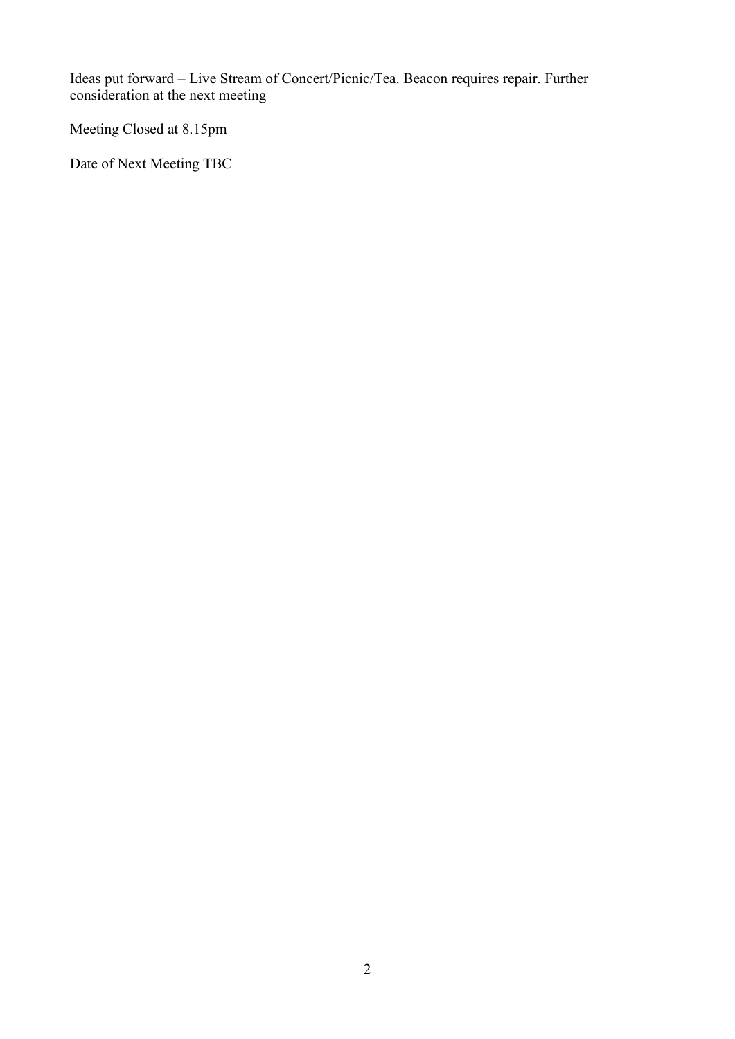Ideas put forward – Live Stream of Concert/Picnic/Tea. Beacon requires repair. Further consideration at the next meeting

Meeting Closed at 8.15pm

Date of Next Meeting TBC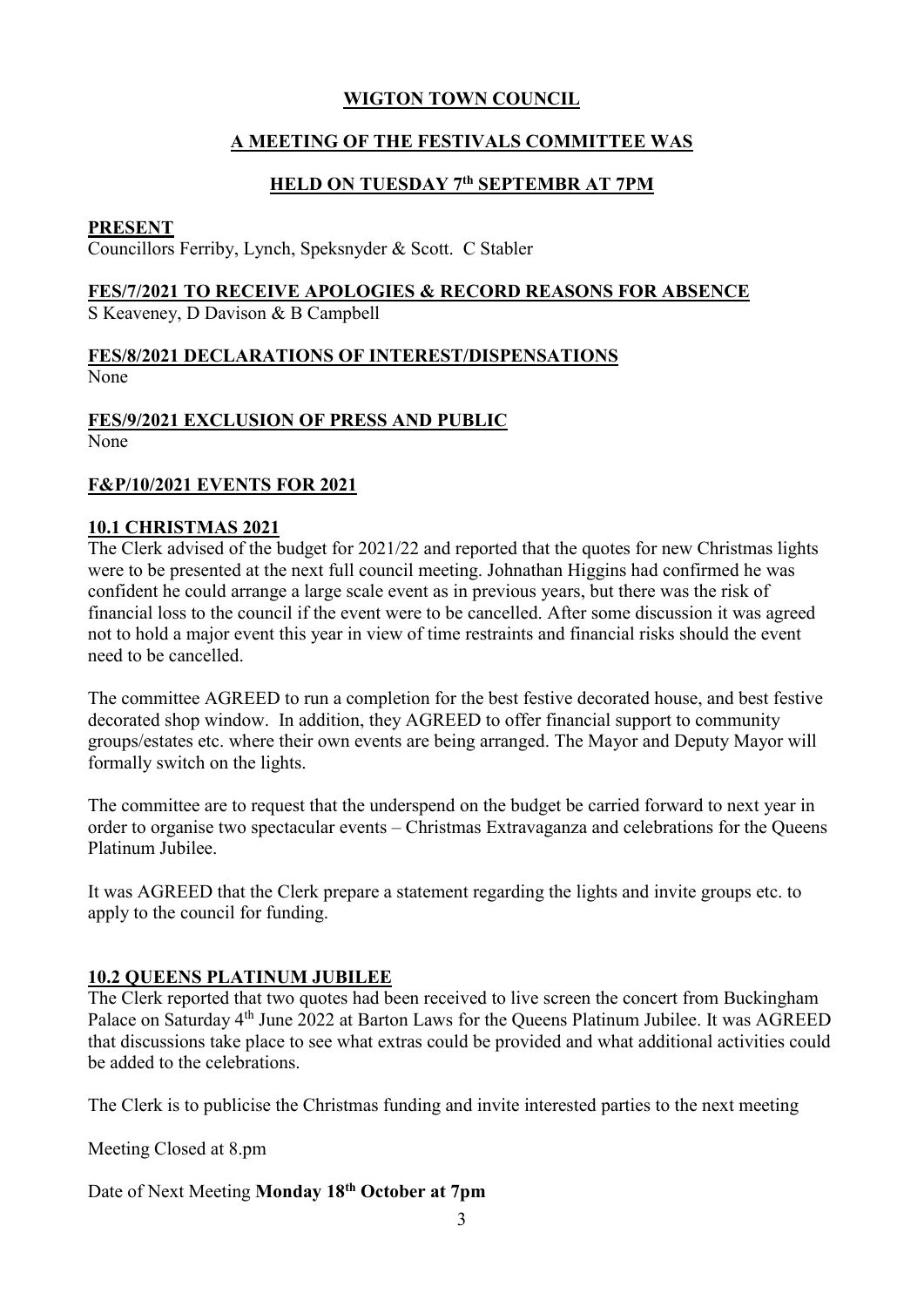## WIGTON TOWN COUNCIL

## A MEETING OF THE FESTIVALS COMMITTEE WAS

## HELD ON TUESDAY 7th SEPTEMBR AT 7PM

**PRESENT**

Councillors Ferriby, Lynch, Speksnyder & Scott. C Stabler

**FES/7/2021 TO RECEIVE APOLOGIES & RECORD REASONS FOR ABSENCE**

S Keaveney, D Davison & B Campbell

**FES/8/2021 DECLARATIONS OF INTEREST/DISPENSATIONS**

None

**FES/9/2021 EXCLUSION OF PRESS AND PUBLIC**

None

**F&P/10/2021 EVENTS FOR 2021**

**10.1 CHRISTMAS 2021**

The Clerk advised of the budget for 2021/22 and reported that the quotes for new Christmas lights were to be presented at the next full council meeting. Johnathan Higgins had confirmed he was confident he could arrange a large scale event as in previous years, but there was the risk of financial loss to the council if the event were to be cancelled. After some discussion it was agreed not to hold a major event this year in view of time restraints and financial risks should the event need to be cancelled.

The committee AGREED to run a completion for the best festive decorated house, and best festive decorated shop window. In addition, they AGREED to offer financial support to community groups/estates etc. where their own events are being arranged. The Mayor and Deputy Mayor will formally switch on the lights.

The committee are to request that the underspend on the budget be carried forward to next year in order to organise two spectacular events – Christmas Extravaganza and celebrations for the Queens Platinum Jubilee.

It was AGREED that the Clerk prepare a statement regarding the lights and invite groups etc. to apply to the council for funding.

**10.2 QUEENS PLATINUM JUBILEE**

The Clerk reported that two quotes had been received to live screen the concert from Buckingham Palace on Saturday 4th June 2022 at Barton Laws for the Queens Platinum Jubilee. It was AGREED that discussions take place to see what extras could be provided and what additional activities could be added to the celebrations.

The Clerk is to publicise the Christmas funding and invite interested parties to the next meeting

Meeting Closed at 8.pm

Date of Next Meeting **Monday 18th October at 7pm**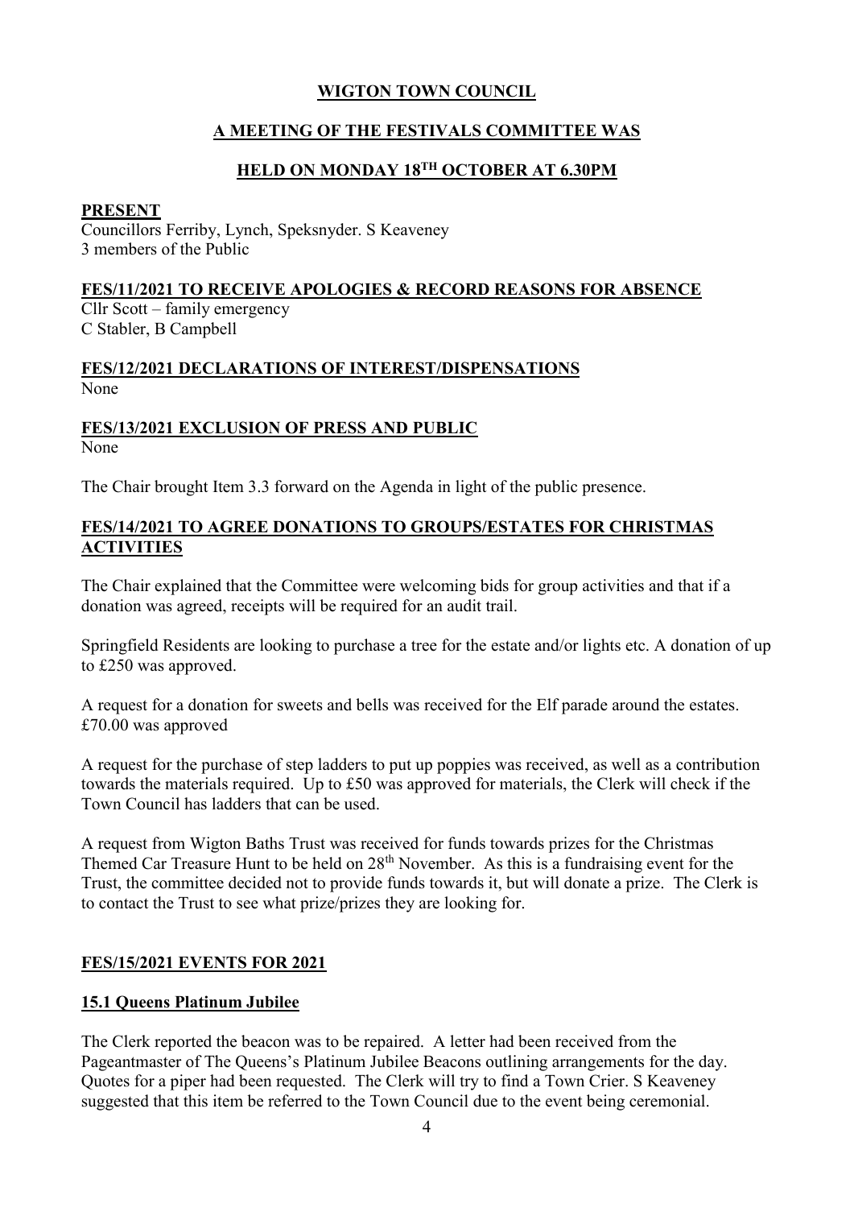# WIGTON TOWN COUNCIL

## A MEETING OF THE FESTIVALS COMMITTEE WAS

## HELD ON MONDAY 18TH OCTOBER AT 6.30PM

**PRESENT**

Councillors Ferriby, Lynch, Speksnyder. S Keaveney
3 members of the Public

**FES/11/2021 TO RECEIVE APOLOGIES & RECORD REASONS FOR ABSENCE**

Cllr Scott – family emergency
C Stabler, B Campbell

**FES/12/2021 DECLARATIONS OF INTEREST/DISPENSATIONS**

None

**FES/13/2021 EXCLUSION OF PRESS AND PUBLIC**

None

The Chair brought Item 3.3 forward on the Agenda in light of the public presence.

**FES/14/2021 TO AGREE DONATIONS TO GROUPS/ESTATES FOR CHRISTMAS ACTIVITIES**

The Chair explained that the Committee were welcoming bids for group activities and that if a donation was agreed, receipts will be required for an audit trail.

Springfield Residents are looking to purchase a tree for the estate and/or lights etc. A donation of up to £250 was approved.

A request for a donation for sweets and bells was received for the Elf parade around the estates. £70.00 was approved

A request for the purchase of step ladders to put up poppies was received, as well as a contribution towards the materials required. Up to £50 was approved for materials, the Clerk will check if the Town Council has ladders that can be used.

A request from Wigton Baths Trust was received for funds towards prizes for the Christmas Themed Car Treasure Hunt to be held on 28th November. As this is a fundraising event for the Trust, the committee decided not to provide funds towards it, but will donate a prize. The Clerk is to contact the Trust to see what prize/prizes they are looking for.

**FES/15/2021 EVENTS FOR 2021**

**15.1 Queens Platinum Jubilee**

The Clerk reported the beacon was to be repaired. A letter had been received from the Pageantmaster of The Queens's Platinum Jubilee Beacons outlining arrangements for the day. Quotes for a piper had been requested. The Clerk will try to find a Town Crier. S Keaveney suggested that this item be referred to the Town Council due to the event being ceremonial.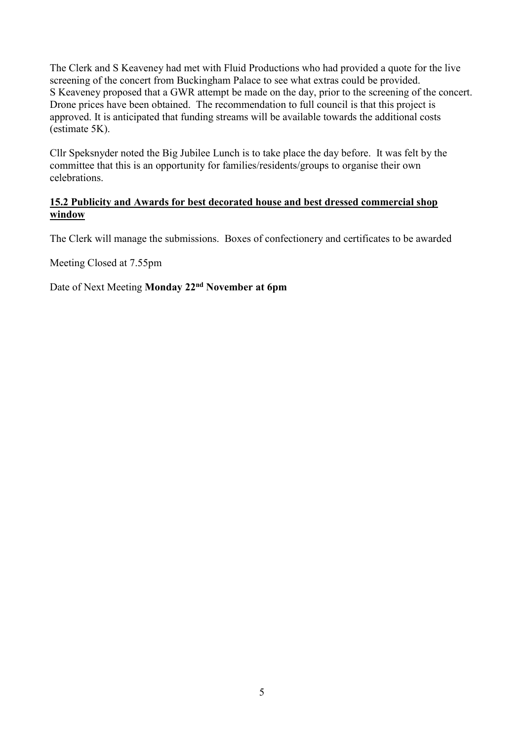The Clerk and S Keaveney had met with Fluid Productions who had provided a quote for the live screening of the concert from Buckingham Palace to see what extras could be provided. S Keaveney proposed that a GWR attempt be made on the day, prior to the screening of the concert. Drone prices have been obtained. The recommendation to full council is that this project is approved. It is anticipated that funding streams will be available towards the additional costs (estimate 5K).

Cllr Speksnyder noted the Big Jubilee Lunch is to take place the day before. It was felt by the committee that this is an opportunity for families/residents/groups to organise their own celebrations.

**15.2 Publicity and Awards for best decorated house and best dressed commercial shop window**

The Clerk will manage the submissions. Boxes of confectionery and certificates to be awarded

Meeting Closed at 7.55pm

Date of Next Meeting **Monday 22nd November at 6pm**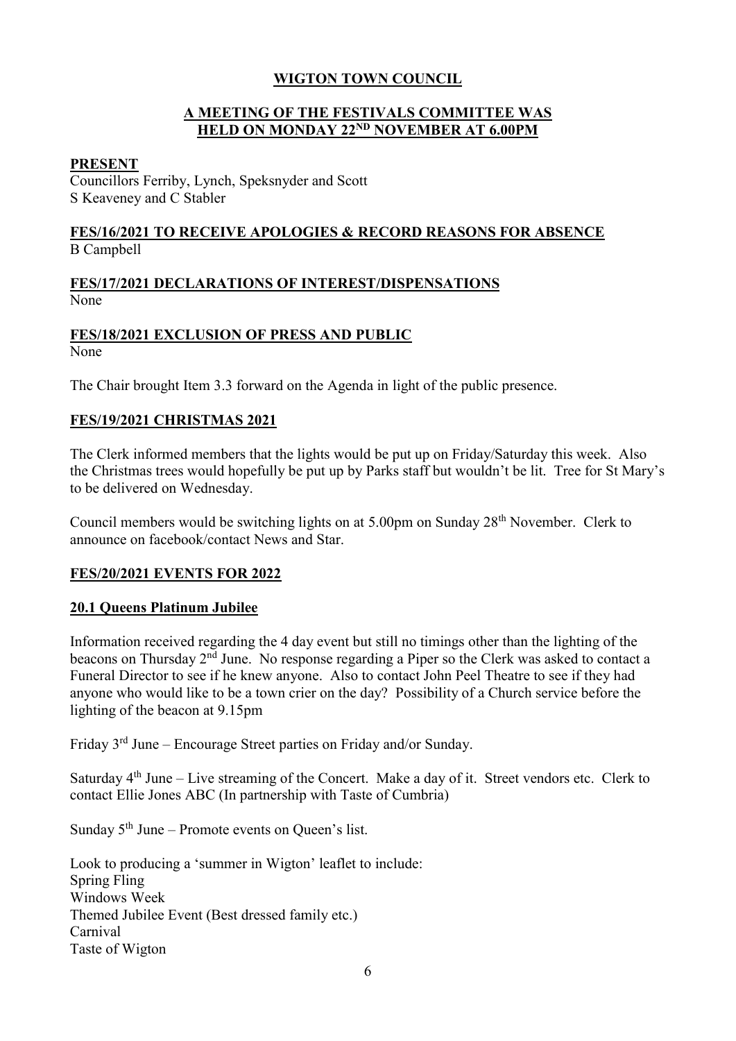## WIGTON TOWN COUNCIL

### A MEETING OF THE FESTIVALS COMMITTEE WAS HELD ON MONDAY 22ND NOVEMBER AT 6.00PM

**PRESENT**

Councillors Ferriby, Lynch, Speksnyder and Scott
S Keaveney and C Stabler

**FES/16/2021 TO RECEIVE APOLOGIES & RECORD REASONS FOR ABSENCE**

B Campbell

**FES/17/2021 DECLARATIONS OF INTEREST/DISPENSATIONS**

None

**FES/18/2021 EXCLUSION OF PRESS AND PUBLIC**

None

The Chair brought Item 3.3 forward on the Agenda in light of the public presence.

**FES/19/2021 CHRISTMAS 2021**

The Clerk informed members that the lights would be put up on Friday/Saturday this week. Also the Christmas trees would hopefully be put up by Parks staff but wouldn't be lit. Tree for St Mary's to be delivered on Wednesday.

Council members would be switching lights on at 5.00pm on Sunday 28th November. Clerk to announce on facebook/contact News and Star.

**FES/20/2021 EVENTS FOR 2022**

**20.1 Queens Platinum Jubilee**

Information received regarding the 4 day event but still no timings other than the lighting of the beacons on Thursday 2nd June. No response regarding a Piper so the Clerk was asked to contact a Funeral Director to see if he knew anyone. Also to contact John Peel Theatre to see if they had anyone who would like to be a town crier on the day? Possibility of a Church service before the lighting of the beacon at 9.15pm

Friday 3rd June – Encourage Street parties on Friday and/or Sunday.

Saturday 4th June – Live streaming of the Concert. Make a day of it. Street vendors etc. Clerk to contact Ellie Jones ABC (In partnership with Taste of Cumbria)

Sunday 5th June – Promote events on Queen's list.

Look to producing a 'summer in Wigton' leaflet to include:
Spring Fling
Windows Week
Themed Jubilee Event (Best dressed family etc.)
Carnival
Taste of Wigton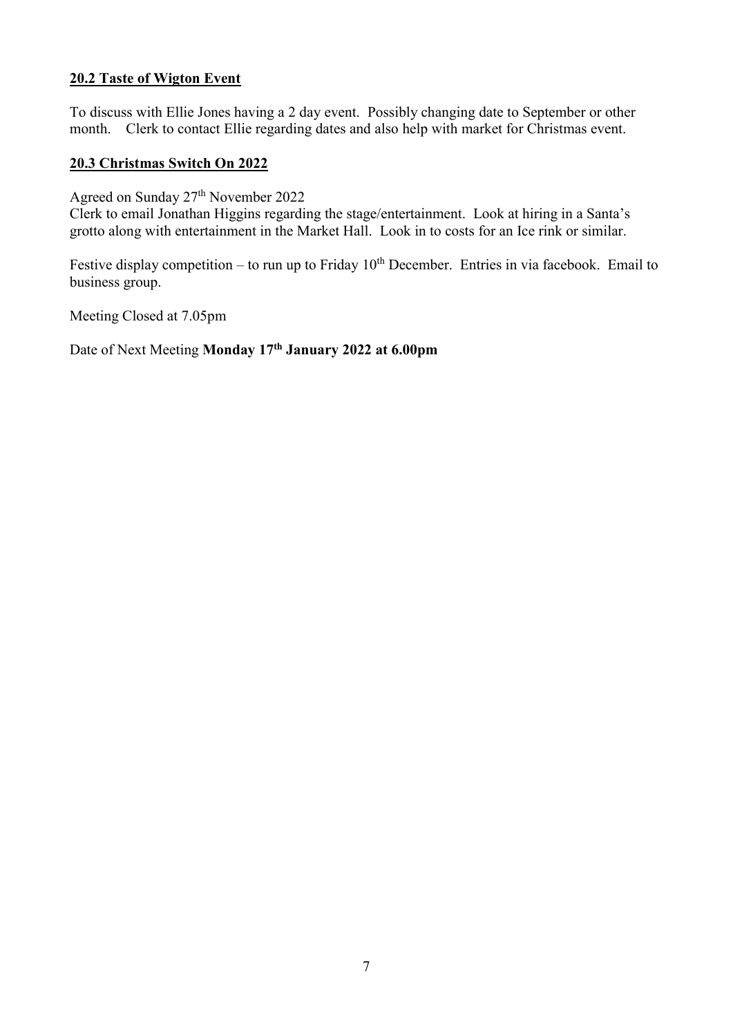### 20.2 Taste of Wigton Event

To discuss with Ellie Jones having a 2 day event. Possibly changing date to September or other month. Clerk to contact Ellie regarding dates and also help with market for Christmas event.

### 20.3 Christmas Switch On 2022

Agreed on Sunday 27th November 2022
Clerk to email Jonathan Higgins regarding the stage/entertainment. Look at hiring in a Santa's grotto along with entertainment in the Market Hall. Look in to costs for an Ice rink or similar.

Festive display competition – to run up to Friday 10th December. Entries in via facebook. Email to business group.

Meeting Closed at 7.05pm

Date of Next Meeting **Monday 17th January 2022 at 6.00pm**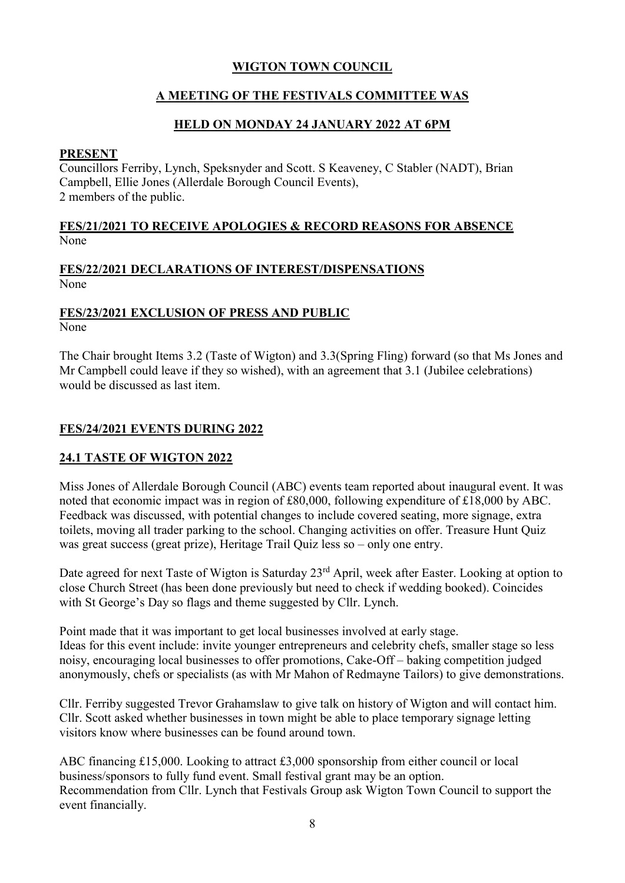## WIGTON TOWN COUNCIL

## A MEETING OF THE FESTIVALS COMMITTEE WAS

## HELD ON MONDAY 24 JANUARY 2022 AT 6PM

**PRESENT**
Councillors Ferriby, Lynch, Speksnyder and Scott. S Keaveney, C Stabler (NADT), Brian Campbell, Ellie Jones (Allerdale Borough Council Events),
2 members of the public.

**FES/21/2021 TO RECEIVE APOLOGIES & RECORD REASONS FOR ABSENCE**
None

**FES/22/2021 DECLARATIONS OF INTEREST/DISPENSATIONS**
None

**FES/23/2021 EXCLUSION OF PRESS AND PUBLIC**
None

The Chair brought Items 3.2 (Taste of Wigton) and 3.3(Spring Fling) forward (so that Ms Jones and Mr Campbell could leave if they so wished), with an agreement that 3.1 (Jubilee celebrations) would be discussed as last item.

**FES/24/2021 EVENTS DURING 2022**

**24.1 TASTE OF WIGTON 2022**

Miss Jones of Allerdale Borough Council (ABC) events team reported about inaugural event. It was noted that economic impact was in region of £80,000, following expenditure of £18,000 by ABC. Feedback was discussed, with potential changes to include covered seating, more signage, extra toilets, moving all trader parking to the school. Changing activities on offer. Treasure Hunt Quiz was great success (great prize), Heritage Trail Quiz less so – only one entry.

Date agreed for next Taste of Wigton is Saturday 23rd April, week after Easter. Looking at option to close Church Street (has been done previously but need to check if wedding booked). Coincides with St George's Day so flags and theme suggested by Cllr. Lynch.

Point made that it was important to get local businesses involved at early stage.
Ideas for this event include: invite younger entrepreneurs and celebrity chefs, smaller stage so less noisy, encouraging local businesses to offer promotions, Cake-Off – baking competition judged anonymously, chefs or specialists (as with Mr Mahon of Redmayne Tailors) to give demonstrations.

Cllr. Ferriby suggested Trevor Grahamslaw to give talk on history of Wigton and will contact him.
Cllr. Scott asked whether businesses in town might be able to place temporary signage letting visitors know where businesses can be found around town.

ABC financing £15,000. Looking to attract £3,000 sponsorship from either council or local business/sponsors to fully fund event. Small festival grant may be an option.
Recommendation from Cllr. Lynch that Festivals Group ask Wigton Town Council to support the event financially.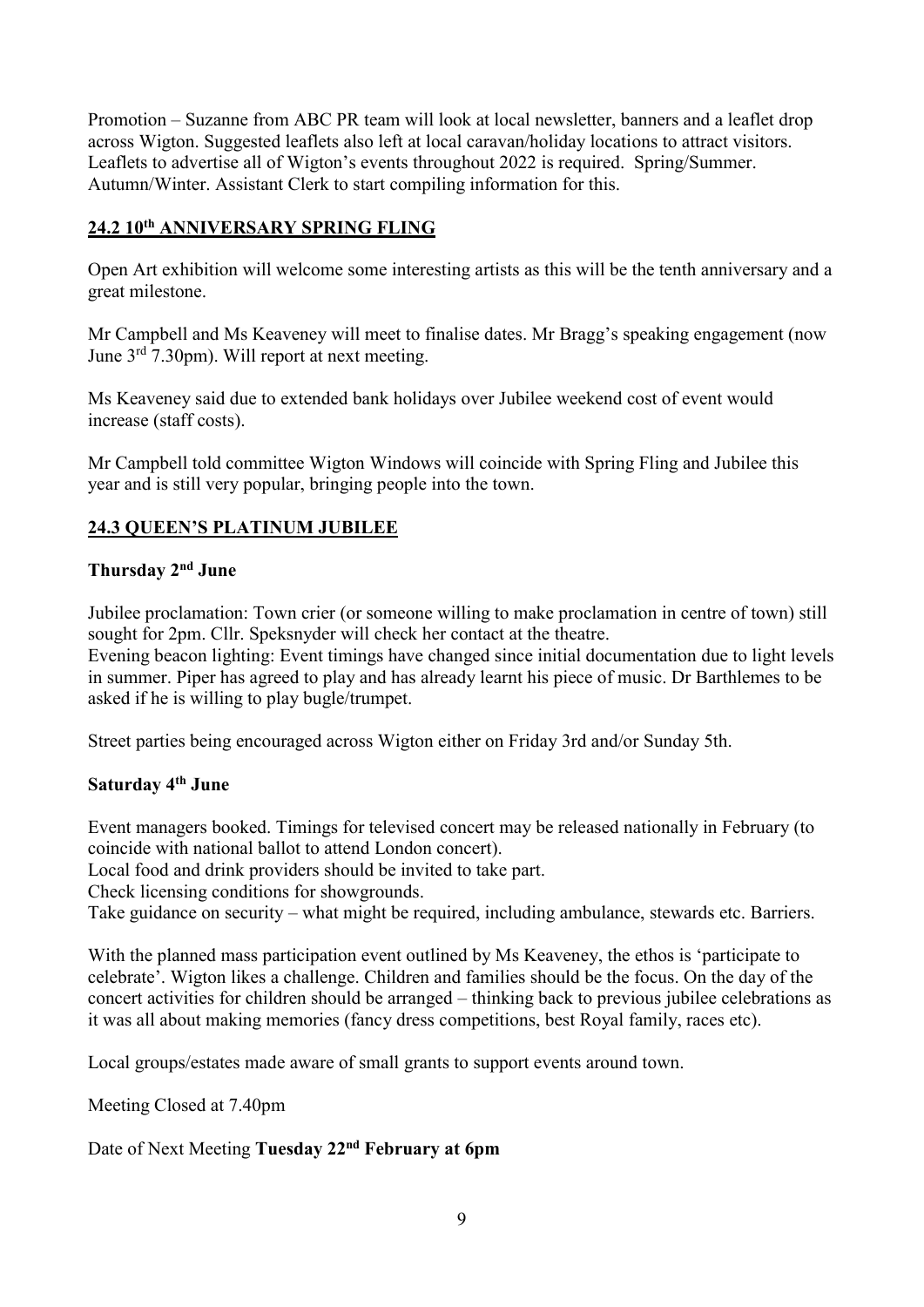Promotion – Suzanne from ABC PR team will look at local newsletter, banners and a leaflet drop across Wigton. Suggested leaflets also left at local caravan/holiday locations to attract visitors. Leaflets to advertise all of Wigton's events throughout 2022 is required. Spring/Summer. Autumn/Winter. Assistant Clerk to start compiling information for this.

## 24.2 10th ANNIVERSARY SPRING FLING

Open Art exhibition will welcome some interesting artists as this will be the tenth anniversary and a great milestone.

Mr Campbell and Ms Keaveney will meet to finalise dates. Mr Bragg's speaking engagement (now June 3rd 7.30pm). Will report at next meeting.

Ms Keaveney said due to extended bank holidays over Jubilee weekend cost of event would increase (staff costs).

Mr Campbell told committee Wigton Windows will coincide with Spring Fling and Jubilee this year and is still very popular, bringing people into the town.

## 24.3 QUEEN'S PLATINUM JUBILEE

**Thursday 2nd June**

Jubilee proclamation: Town crier (or someone willing to make proclamation in centre of town) still sought for 2pm. Cllr. Speksnyder will check her contact at the theatre.
Evening beacon lighting: Event timings have changed since initial documentation due to light levels in summer. Piper has agreed to play and has already learnt his piece of music. Dr Barthlemes to be asked if he is willing to play bugle/trumpet.

Street parties being encouraged across Wigton either on Friday 3rd and/or Sunday 5th.

**Saturday 4th June**

Event managers booked. Timings for televised concert may be released nationally in February (to coincide with national ballot to attend London concert).
Local food and drink providers should be invited to take part.
Check licensing conditions for showgrounds.
Take guidance on security – what might be required, including ambulance, stewards etc. Barriers.

With the planned mass participation event outlined by Ms Keaveney, the ethos is 'participate to celebrate'. Wigton likes a challenge. Children and families should be the focus. On the day of the concert activities for children should be arranged – thinking back to previous jubilee celebrations as it was all about making memories (fancy dress competitions, best Royal family, races etc).

Local groups/estates made aware of small grants to support events around town.

Meeting Closed at 7.40pm

Date of Next Meeting **Tuesday 22nd February at 6pm**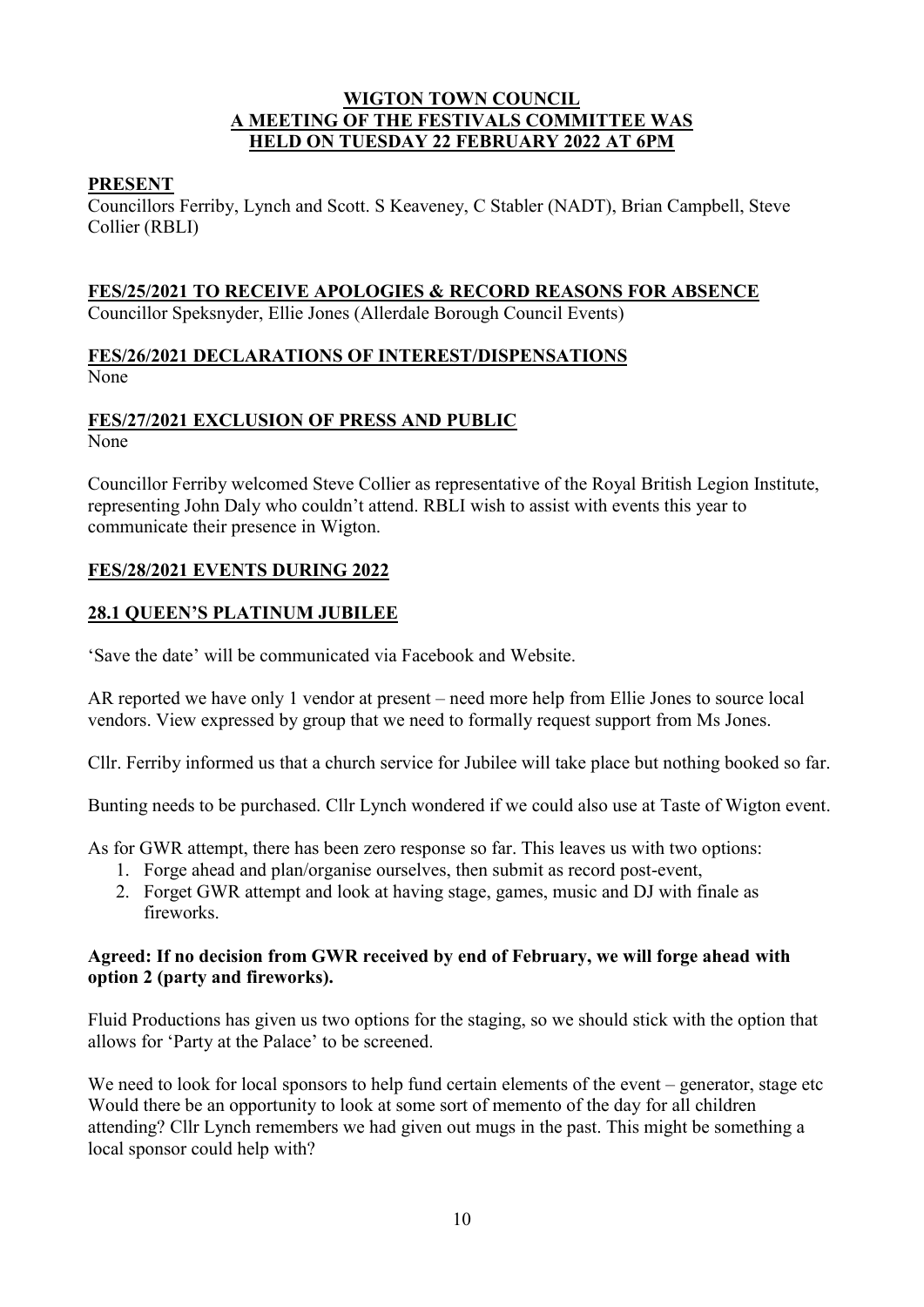# WIGTON TOWN COUNCIL
## A MEETING OF THE FESTIVALS COMMITTEE WAS HELD ON TUESDAY 22 FEBRUARY 2022 AT 6PM

### PRESENT

Councillors Ferriby, Lynch and Scott. S Keaveney, C Stabler (NADT), Brian Campbell, Steve Collier (RBLI)

### FES/25/2021 TO RECEIVE APOLOGIES & RECORD REASONS FOR ABSENCE

Councillor Speksnyder, Ellie Jones (Allerdale Borough Council Events)

### FES/26/2021 DECLARATIONS OF INTEREST/DISPENSATIONS

None

### FES/27/2021 EXCLUSION OF PRESS AND PUBLIC

None

Councillor Ferriby welcomed Steve Collier as representative of the Royal British Legion Institute, representing John Daly who couldn't attend. RBLI wish to assist with events this year to communicate their presence in Wigton.

### FES/28/2021 EVENTS DURING 2022

### 28.1 QUEEN'S PLATINUM JUBILEE

'Save the date' will be communicated via Facebook and Website.

AR reported we have only 1 vendor at present – need more help from Ellie Jones to source local vendors. View expressed by group that we need to formally request support from Ms Jones.

Cllr. Ferriby informed us that a church service for Jubilee will take place but nothing booked so far.

Bunting needs to be purchased. Cllr Lynch wondered if we could also use at Taste of Wigton event.

As for GWR attempt, there has been zero response so far. This leaves us with two options:

1. Forge ahead and plan/organise ourselves, then submit as record post-event,
2. Forget GWR attempt and look at having stage, games, music and DJ with finale as fireworks.

**Agreed: If no decision from GWR received by end of February, we will forge ahead with option 2 (party and fireworks).**

Fluid Productions has given us two options for the staging, so we should stick with the option that allows for 'Party at the Palace' to be screened.

We need to look for local sponsors to help fund certain elements of the event – generator, stage etc Would there be an opportunity to look at some sort of memento of the day for all children attending? Cllr Lynch remembers we had given out mugs in the past. This might be something a local sponsor could help with?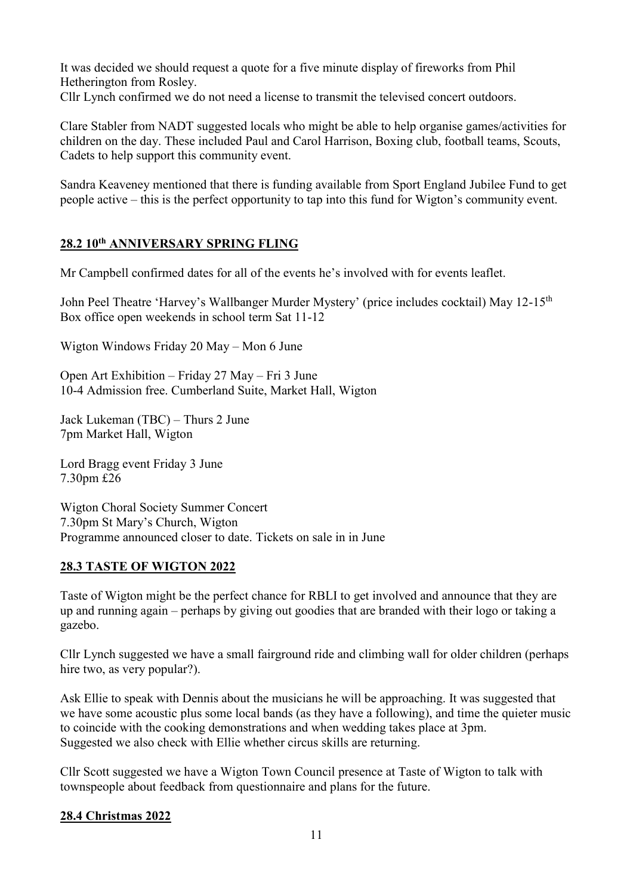It was decided we should request a quote for a five minute display of fireworks from Phil Hetherington from Rosley.
Cllr Lynch confirmed we do not need a license to transmit the televised concert outdoors.

Clare Stabler from NADT suggested locals who might be able to help organise games/activities for children on the day. These included Paul and Carol Harrison, Boxing club, football teams, Scouts, Cadets to help support this community event.

Sandra Keaveney mentioned that there is funding available from Sport England Jubilee Fund to get people active – this is the perfect opportunity to tap into this fund for Wigton's community event.

**28.2 10th ANNIVERSARY SPRING FLING**

Mr Campbell confirmed dates for all of the events he's involved with for events leaflet.

John Peel Theatre 'Harvey's Wallbanger Murder Mystery' (price includes cocktail) May 12-15th
Box office open weekends in school term Sat 11-12

Wigton Windows Friday 20 May – Mon 6 June

Open Art Exhibition – Friday 27 May – Fri 3 June
10-4 Admission free. Cumberland Suite, Market Hall, Wigton

Jack Lukeman (TBC) – Thurs 2 June
7pm Market Hall, Wigton

Lord Bragg event Friday 3 June
7.30pm £26

Wigton Choral Society Summer Concert
7.30pm St Mary's Church, Wigton
Programme announced closer to date. Tickets on sale in in June

**28.3 TASTE OF WIGTON 2022**

Taste of Wigton might be the perfect chance for RBLI to get involved and announce that they are up and running again – perhaps by giving out goodies that are branded with their logo or taking a gazebo.

Cllr Lynch suggested we have a small fairground ride and climbing wall for older children (perhaps hire two, as very popular?).

Ask Ellie to speak with Dennis about the musicians he will be approaching. It was suggested that we have some acoustic plus some local bands (as they have a following), and time the quieter music to coincide with the cooking demonstrations and when wedding takes place at 3pm.
Suggested we also check with Ellie whether circus skills are returning.

Cllr Scott suggested we have a Wigton Town Council presence at Taste of Wigton to talk with townspeople about feedback from questionnaire and plans for the future.

**28.4 Christmas 2022**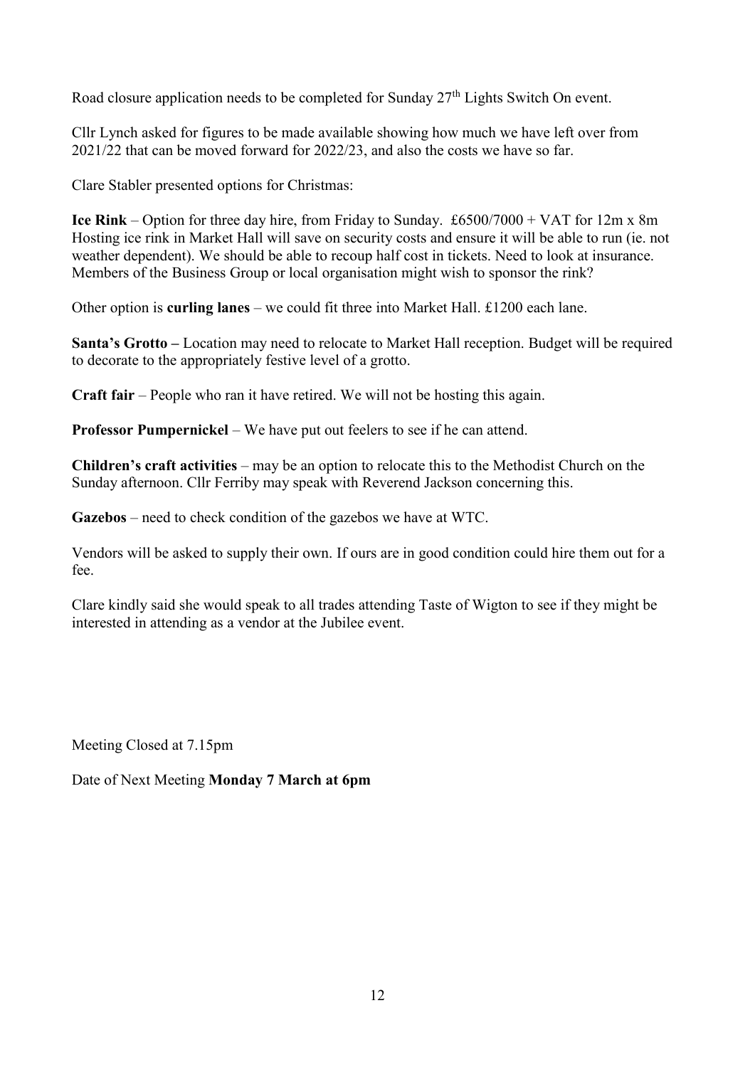Road closure application needs to be completed for Sunday 27th Lights Switch On event.

Cllr Lynch asked for figures to be made available showing how much we have left over from 2021/22 that can be moved forward for 2022/23, and also the costs we have so far.

Clare Stabler presented options for Christmas:

**Ice Rink** – Option for three day hire, from Friday to Sunday. £6500/7000 + VAT for 12m x 8m Hosting ice rink in Market Hall will save on security costs and ensure it will be able to run (ie. not weather dependent). We should be able to recoup half cost in tickets. Need to look at insurance. Members of the Business Group or local organisation might wish to sponsor the rink?

Other option is **curling lanes** – we could fit three into Market Hall. £1200 each lane.

**Santa's Grotto –** Location may need to relocate to Market Hall reception. Budget will be required to decorate to the appropriately festive level of a grotto.

**Craft fair** – People who ran it have retired. We will not be hosting this again.

**Professor Pumpernickel** – We have put out feelers to see if he can attend.

**Children's craft activities** – may be an option to relocate this to the Methodist Church on the Sunday afternoon. Cllr Ferriby may speak with Reverend Jackson concerning this.

**Gazebos** – need to check condition of the gazebos we have at WTC.

Vendors will be asked to supply their own. If ours are in good condition could hire them out for a fee.

Clare kindly said she would speak to all trades attending Taste of Wigton to see if they might be interested in attending as a vendor at the Jubilee event.

Meeting Closed at 7.15pm

Date of Next Meeting **Monday 7 March at 6pm**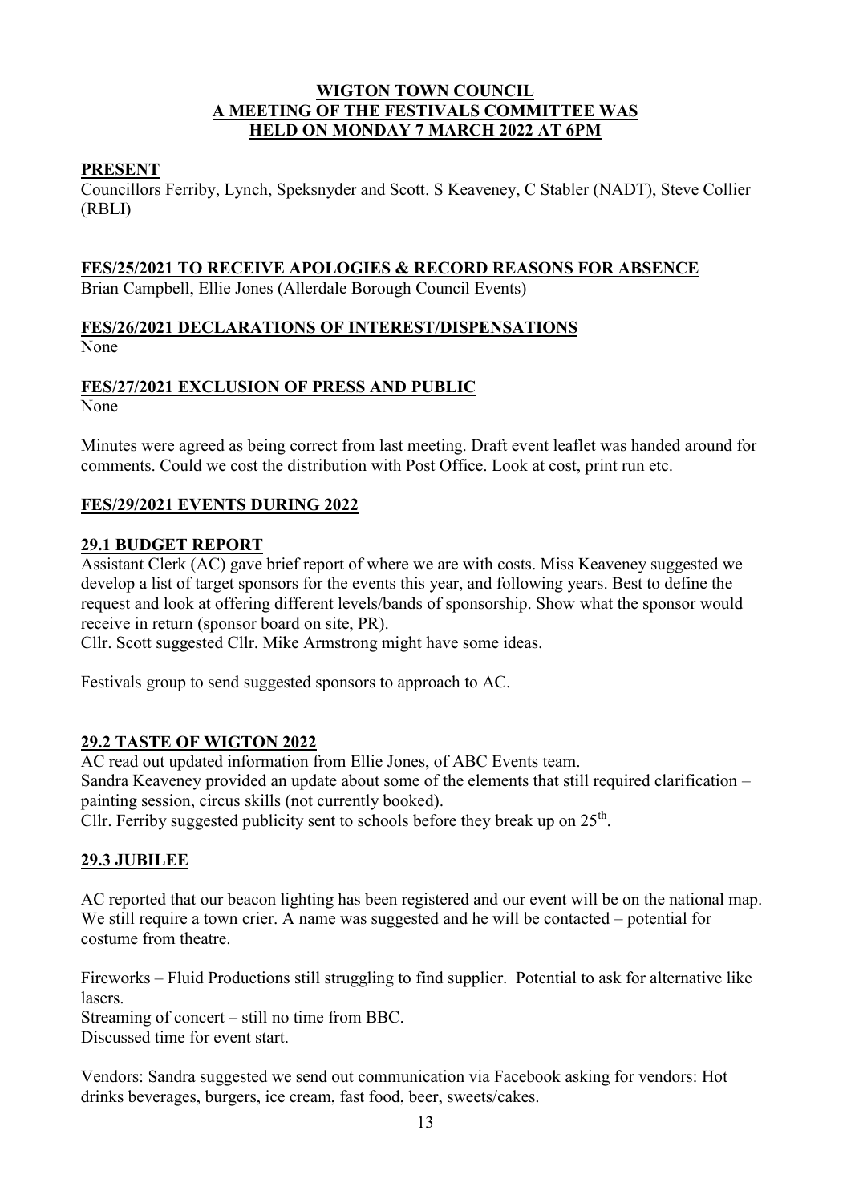**WIGTON TOWN COUNCIL**
**A MEETING OF THE FESTIVALS COMMITTEE WAS HELD ON MONDAY 7 MARCH 2022 AT 6PM**

## PRESENT

Councillors Ferriby, Lynch, Speksnyder and Scott. S Keaveney, C Stabler (NADT), Steve Collier (RBLI)

## FES/25/2021 TO RECEIVE APOLOGIES & RECORD REASONS FOR ABSENCE

Brian Campbell, Ellie Jones (Allerdale Borough Council Events)

## FES/26/2021 DECLARATIONS OF INTEREST/DISPENSATIONS

None

## FES/27/2021 EXCLUSION OF PRESS AND PUBLIC

None

Minutes were agreed as being correct from last meeting. Draft event leaflet was handed around for comments. Could we cost the distribution with Post Office. Look at cost, print run etc.

## FES/29/2021 EVENTS DURING 2022

### 29.1 BUDGET REPORT

Assistant Clerk (AC) gave brief report of where we are with costs. Miss Keaveney suggested we develop a list of target sponsors for the events this year, and following years. Best to define the request and look at offering different levels/bands of sponsorship. Show what the sponsor would receive in return (sponsor board on site, PR).

Cllr. Scott suggested Cllr. Mike Armstrong might have some ideas.

Festivals group to send suggested sponsors to approach to AC.

### 29.2 TASTE OF WIGTON 2022

AC read out updated information from Ellie Jones, of ABC Events team.

Sandra Keaveney provided an update about some of the elements that still required clarification – painting session, circus skills (not currently booked).

Cllr. Ferriby suggested publicity sent to schools before they break up on 25th.

### 29.3 JUBILEE

AC reported that our beacon lighting has been registered and our event will be on the national map. We still require a town crier. A name was suggested and he will be contacted – potential for costume from theatre.

Fireworks – Fluid Productions still struggling to find supplier. Potential to ask for alternative like lasers.

Streaming of concert – still no time from BBC.

Discussed time for event start.

Vendors: Sandra suggested we send out communication via Facebook asking for vendors: Hot drinks beverages, burgers, ice cream, fast food, beer, sweets/cakes.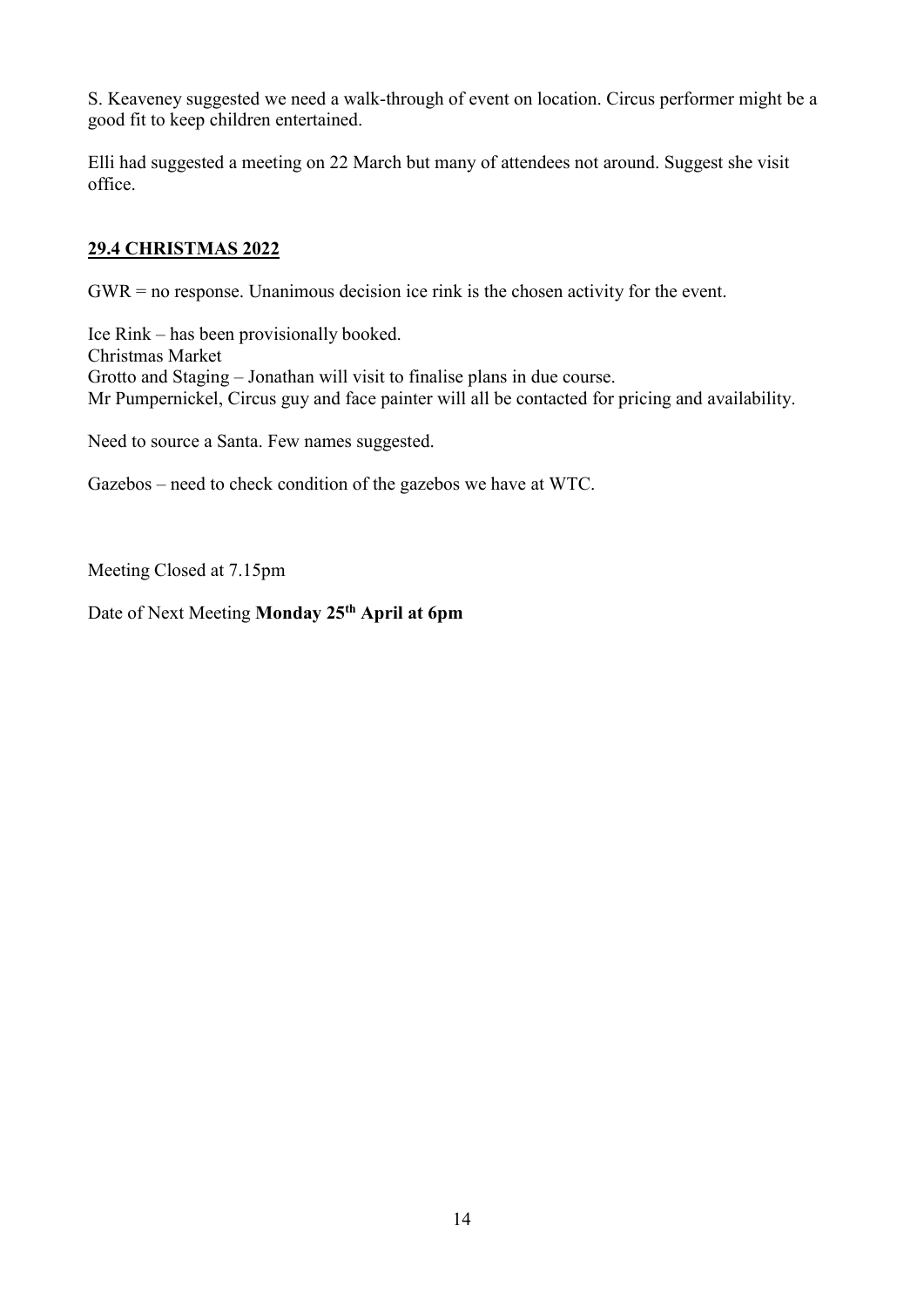S. Keaveney suggested we need a walk-through of event on location. Circus performer might be a good fit to keep children entertained.

Elli had suggested a meeting on 22 March but many of attendees not around. Suggest she visit office.

## **29.4 CHRISTMAS 2022**

GWR = no response. Unanimous decision ice rink is the chosen activity for the event.

Ice Rink – has been provisionally booked.
Christmas Market
Grotto and Staging – Jonathan will visit to finalise plans in due course.
Mr Pumpernickel, Circus guy and face painter will all be contacted for pricing and availability.

Need to source a Santa. Few names suggested.

Gazebos – need to check condition of the gazebos we have at WTC.

Meeting Closed at 7.15pm

Date of Next Meeting **Monday 25th April at 6pm**